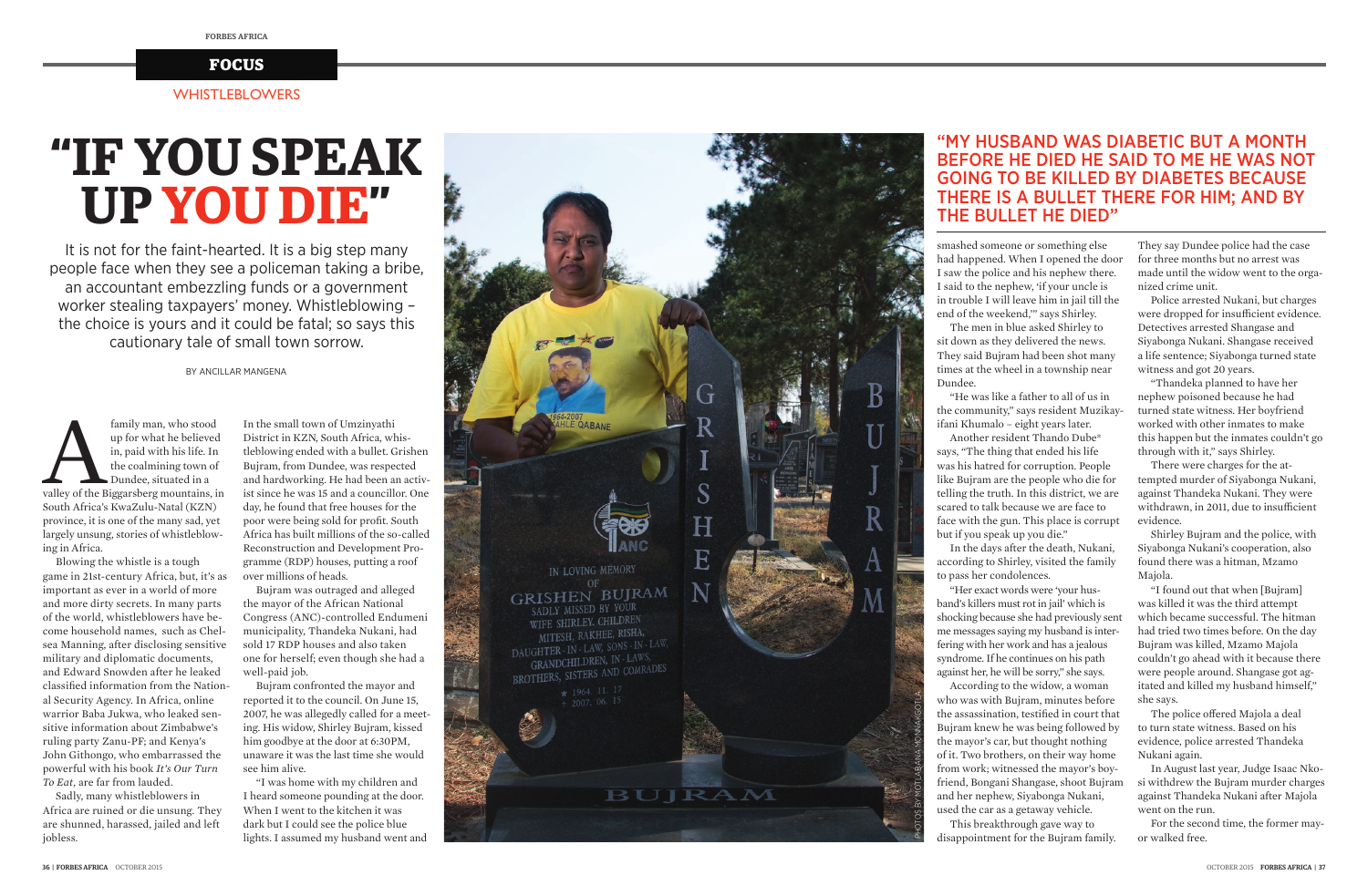FOCUS

WHISTLEBLOWERS

# "IF YOU SPEAK UP YOU DIE"

It is not for the faint-hearted. It is a big step many people face when they see a policeman taking a bribe, an accountant embezzling funds or a government worker stealing taxpayers' money. Whistleblowing – the choice is yours and it could be fatal; so says this cautionary tale of small town sorrow.

BY ANCILLAR MANGENA

A family man, who stood up for what he believed in, paid with his life. In the coalmining town of Dundee, situated in a valley of the Biggarsberg mountains, in South Africa's KwaZulu-Natal (KZN) province, it is one of the many sad, yet largely unsung, stories of whistleblowing in Africa.

Blowing the whistle is a tough game in 21st-century Africa, but, it's as important as ever in a world of more and more dirty secrets. In many parts of the world, whistleblowers have become household names, such as Chelsea Manning, after disclosing sensitive military and diplomatic documents, and Edward Snowden after he leaked classified information from the National Security Agency. In Africa, online warrior Baba Jukwa, who leaked sensitive information about Zimbabwe's ruling party Zanu-PF; and Kenya's John Githongo, who embarrassed the powerful with his book *It's Our Turn To Eat*, are far from lauded.

Sadly, many whistleblowers in Africa are ruined or die unsung. They are shunned, harassed, jailed and left jobless.

In the small town of Umzinyathi District in KZN, South Africa, whistleblowing ended with a bullet. Grishen Bujram, from Dundee, was respected and hardworking. He had been an activist since he was 15 and a councillor. One day, he found that free houses for the poor were being sold for profit. South Africa has built millions of the so-called Reconstruction and Development Programme (RDP) houses, putting a roof over millions of heads.

Bujram was outraged and alleged the mayor of the African National Congress (ANC)-controlled Endumeni municipality, Thandeka Nukani, had sold 17 RDP houses and also taken one for herself; even though she had a well-paid job.

Bujram confronted the mayor and reported it to the council. On June 15, 2007, he was allegedly called for a meeting. His widow, Shirley Bujram, kissed him goodbye at the door at 6:30PM, unaware it was the last time she would see him alive.

"I was home with my children and I heard someone pounding at the door. When I went to the kitchen it was dark but I could see the police blue lights. I assumed my husband went and smashed someone or something else had happened. When I opened the door I saw the police and his nephew there. I said to the nephew, 'if your uncle is in trouble I will leave him in jail till the end of the weekend,'" says Shirley.

The men in blue asked Shirley to sit down as they delivered the news. They said Bujram had been shot many times at the wheel in a township near Dundee.

"He was like a father to all of us in the community," says resident Muzikayifani Khumalo – eight years later.

Another resident Thando Dube* says, "The thing that ended his life was his hatred for corruption. People like Bujram are the people who die for telling the truth. In this district, we are scared to talk because we are face to face with the gun. This place is corrupt but if you speak up you die."

In the days after the death, Nukani, according to Shirley, visited the family to pass her condolences.

"Her exact words were 'your husband's killers must rot in jail' which is shocking because she had previously sent me messages saying my husband is interfering with her work and has a jealous syndrome. If he continues on his path against her, he will be sorry," she says.

According to the widow, a woman who was with Bujram, minutes before the assassination, testified in court that Bujram knew he was being followed by the mayor's car, but thought nothing of it. Two brothers, on their way home from work; witnessed the mayor's boyfriend, Bongani Shangase, shoot Bujram and her nephew, Siyabonga Nukani, used the car as a getaway vehicle.

This breakthrough gave way to disappointment for the Bujram family. They say Dundee police had the case for three months but no arrest was made until the widow went to the organized crime unit.

Police arrested Nukani, but charges were dropped for insufficient evidence. Detectives arrested Shangase and Siyabonga Nukani. Shangase received a life sentence; Siyabonga turned state witness and got 20 years.

"Thandeka planned to have her nephew poisoned because he had turned state witness. Her boyfriend worked with other inmates to make this happen but the inmates couldn't go through with it," says Shirley.

There were charges for the attempted murder of Siyabonga Nukani, against Thandeka Nukani. They were withdrawn, in 2011, due to insufficient evidence.

Shirley Bujram and the police, with Siyabonga Nukani's cooperation, also found there was a hitman, Mzamo Majola.

"I found out that when [Bujram] was killed it was the third attempt which became successful. The hitman had tried two times before. On the day Bujram was killed, Mzamo Majola couldn't go ahead with it because there were people around. Shangase got agitated and killed my husband himself," she says.

The police offered Majola a deal to turn state witness. Based on his evidence, police arrested Thandeka Nukani again.

In August last year, Judge Isaac Nkosi withdrew the Bujram murder charges against Thandeka Nukani after Majola went on the run.

For the second time, the former mayor walked free.

"MY HUSBAND WAS DIABETIC BUT A MONTH BEFORE HE DIED HE SAID TO ME HE WAS NOT GOING TO BE KILLED BY DIABETES BECAUSE THERE IS A BULLET THERE FOR HIM; AND BY THE BULLET HE DIED"

PHOTOS BY MOTLABANA MONNAKGOTLA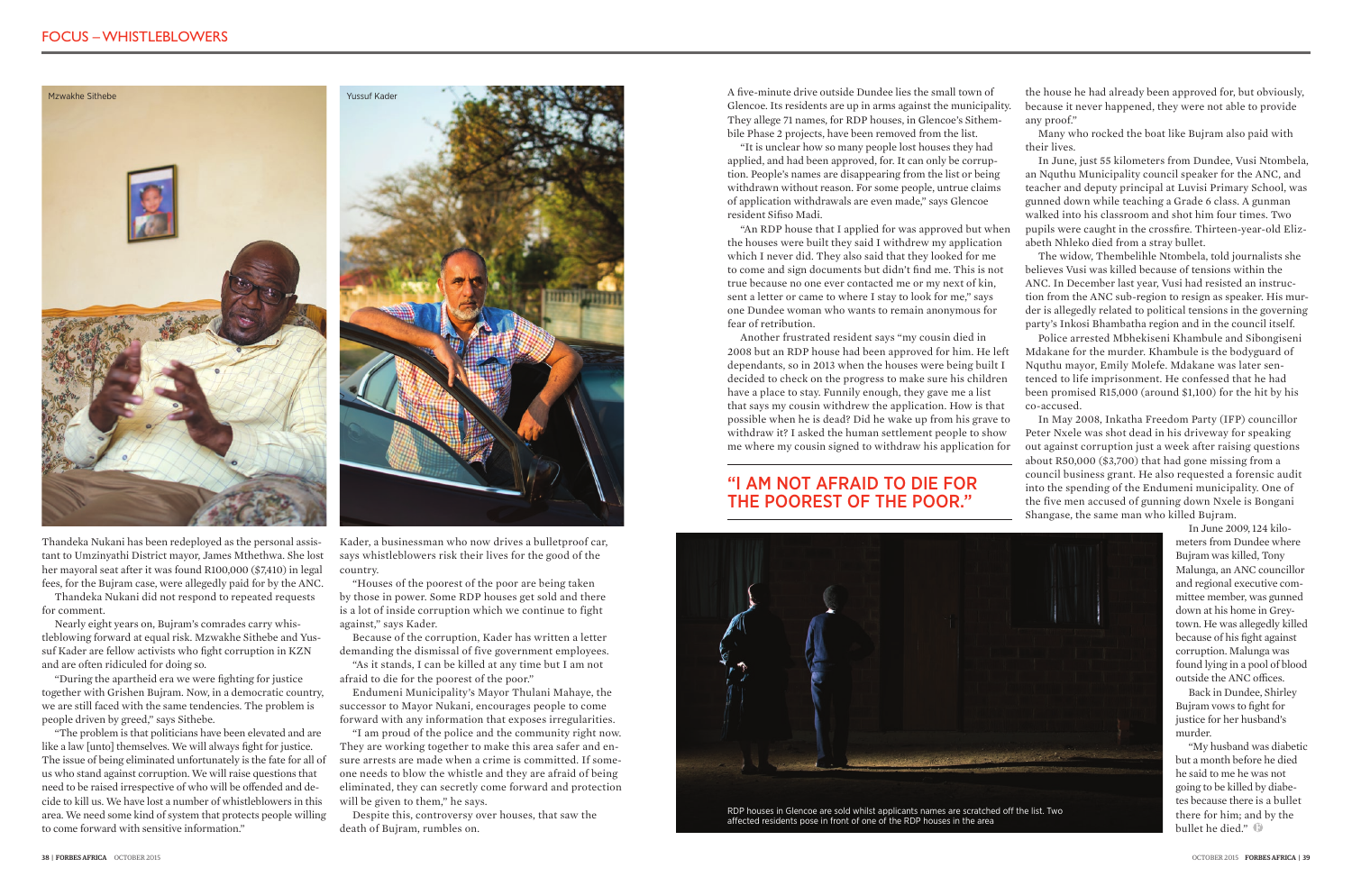# FOCUS – WHISTLEBLOWERS

Mzwakhe Sithebe

Yussuf Kader

Thandeka Nukani has been redeployed as the personal assistant to Umzinyathi District mayor, James Mthethwa. She lost her mayoral seat after it was found R100,000 ($7,410) in legal fees, for the Bujram case, were allegedly paid for by the ANC.

Thandeka Nukani did not respond to repeated requests for comment.

Nearly eight years on, Bujram's comrades carry whistleblowing forward at equal risk. Mzwakhe Sithebe and Yussuf Kader are fellow activists who fight corruption in KZN and are often ridiculed for doing so.

"During the apartheid era we were fighting for justice together with Grishen Bujram. Now, in a democratic country, we are still faced with the same tendencies. The problem is people driven by greed," says Sithebe.

"The problem is that politicians have been elevated and are like a law [unto] themselves. We will always fight for justice. The issue of being eliminated unfortunately is the fate for all of us who stand against corruption. We will raise questions that need to be raised irrespective of who will be offended and decide to kill us. We have lost a number of whistleblowers in this area. We need some kind of system that protects people willing to come forward with sensitive information."

Kader, a businessman who now drives a bulletproof car, says whistleblowers risk their lives for the good of the country.

"Houses of the poorest of the poor are being taken by those in power. Some RDP houses get sold and there is a lot of inside corruption which we continue to fight against," says Kader.

Because of the corruption, Kader has written a letter demanding the dismissal of five government employees.

"As it stands, I can be killed at any time but I am not afraid to die for the poorest of the poor."

Endumeni Municipality's Mayor Thulani Mahaye, the successor to Mayor Nukani, encourages people to come forward with any information that exposes irregularities.

"I am proud of the police and the community right now. They are working together to make this area safer and ensure arrests are made when a crime is committed. If someone needs to blow the whistle and they are afraid of being eliminated, they can secretly come forward and protection will be given to them," he says.

Despite this, controversy over houses, that saw the death of Bujram, rumbles on.

A five-minute drive outside Dundee lies the small town of Glencoe. Its residents are up in arms against the municipality. They allege 71 names, for RDP houses, in Glencoe's Sithembile Phase 2 projects, have been removed from the list.

"It is unclear how so many people lost houses they had applied, and had been approved, for. It can only be corruption. People's names are disappearing from the list or being withdrawn without reason. For some people, untrue claims of application withdrawals are even made," says Glencoe resident Sifiso Madi.

"An RDP house that I applied for was approved but when the houses were built they said I withdrew my application which I never did. They also said that they looked for me to come and sign documents but didn't find me. This is not true because no one ever contacted me or my next of kin, sent a letter or came to where I stay to look for me," says one Dundee woman who wants to remain anonymous for fear of retribution.

Another frustrated resident says "my cousin died in 2008 but an RDP house had been approved for him. He left dependants, so in 2013 when the houses were being built I decided to check on the progress to make sure his children have a place to stay. Funnily enough, they gave me a list that says my cousin withdrew the application. How is that possible when he is dead? Did he wake up from his grave to withdraw it? I asked the human settlement people to show me where my cousin signed to withdraw his application for the house he had already been approved for, but obviously, because it never happened, they were not able to provide any proof."

## "I AM NOT AFRAID TO DIE FOR THE POOREST OF THE POOR."

Many who rocked the boat like Bujram also paid with their lives.

In June, just 55 kilometers from Dundee, Vusi Ntombela, an Nquthu Municipality council speaker for the ANC, and teacher and deputy principal at Luvisi Primary School, was gunned down while teaching a Grade 6 class. A gunman walked into his classroom and shot him four times. Two pupils were caught in the crossfire. Thirteen-year-old Elizabeth Nhleko died from a stray bullet.

The widow, Thembelihle Ntombela, told journalists she believes Vusi was killed because of tensions within the ANC. In December last year, Vusi had resisted an instruction from the ANC sub-region to resign as speaker. His murder is allegedly related to political tensions in the governing party's Inkosi Bhambatha region and in the council itself.

Police arrested Mbhekiseni Khambule and Sibongiseni Mdakane for the murder. Khambule is the bodyguard of Nquthu mayor, Emily Molefe. Mdakane was later sentenced to life imprisonment. He confessed that he had been promised R15,000 (around $1,100) for the hit by his co-accused.

In May 2008, Inkatha Freedom Party (IFP) councillor Peter Nxele was shot dead in his driveway for speaking out against corruption just a week after raising questions about R50,000 ($3,700) that had gone missing from a council business grant. He also requested a forensic audit into the spending of the Endumeni municipality. One of the five men accused of gunning down Nxele is Bongani Shangase, the same man who killed Bujram.

In June 2009, 124 kilometers from Dundee where Bujram was killed, Tony Malunga, an ANC councillor and regional executive committee member, was gunned down at his home in Greytown. He was allegedly killed because of his fight against corruption. Malunga was found lying in a pool of blood outside the ANC offices.

Back in Dundee, Shirley Bujram vows to fight for justice for her husband's murder.

"My husband was diabetic but a month before he died he said to me he was not going to be killed by diabetes because there is a bullet there for him; and by the bullet he died."

RDP houses in Glencoe are sold whilst applicants names are scratched off the list. Two affected residents pose in front of one of the RDP houses in the area